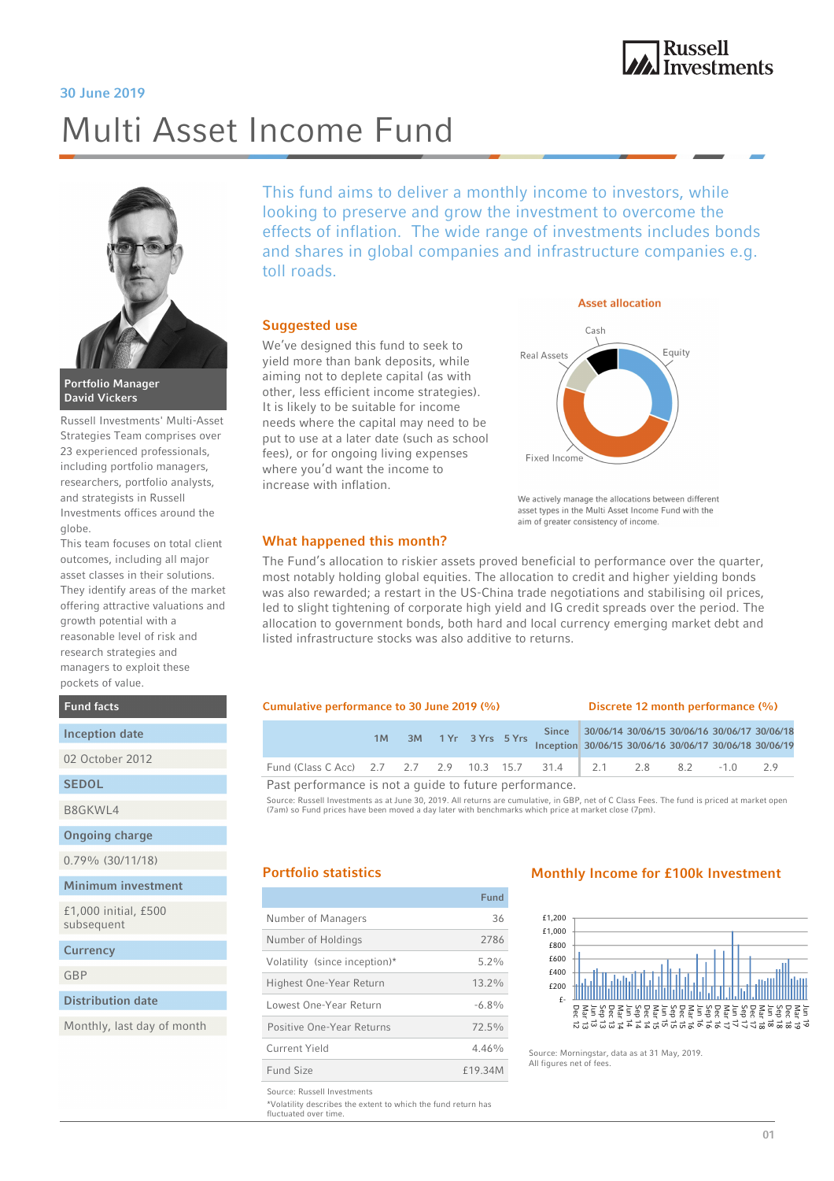30 June 2019

# Multi Asset Income Fund

This fund aims to deliver a monthly income to investors, while looking to preserve and grow the investment to overcome the effects of inflation. The wide range of investments includes bonds and shares in global companies and infrastructure companies e.g. toll roads.

**Portfolio Manager**
**David Vickers**

Russell Investments' Multi-Asset Strategies Team comprises over 23 experienced professionals, including portfolio managers, researchers, portfolio analysts, and strategists in Russell Investments offices around the globe.

This team focuses on total client outcomes, including all major asset classes in their solutions. They identify areas of the market offering attractive valuations and growth potential with a reasonable level of risk and research strategies and managers to exploit these pockets of value.

## Suggested use

We've designed this fund to seek to yield more than bank deposits, while aiming not to deplete capital (as with other, less efficient income strategies). It is likely to be suitable for income needs where the capital may need to be put to use at a later date (such as school fees), or for ongoing living expenses where you'd want the income to increase with inflation.

### Asset allocation

Cash, Equity, Fixed Income, Real Assets

We actively manage the allocations between different asset types in the Multi Asset Income Fund with the aim of greater consistency of income.

## What happened this month?

The Fund's allocation to riskier assets proved beneficial to performance over the quarter, most notably holding global equities. The allocation to credit and higher yielding bonds was also rewarded; a restart in the US-China trade negotiations and stabilising oil prices, led to slight tightening of corporate high yield and IG credit spreads over the period. The allocation to government bonds, both hard and local currency emerging market debt and listed infrastructure stocks was also additive to returns.

## Fund facts

| | |
|---|---|
| **Inception date** | 02 October 2012 |
| **SEDOL** | B8GKWL4 |
| **Ongoing charge** | 0.79% (30/11/18) |
| **Minimum investment** | £1,000 initial, £500 subsequent |
| **Currency** | GBP |
| **Distribution date** | Monthly, last day of month |

### Cumulative performance to 30 June 2019 (%) / Discrete 12 month performance (%)

| | 1M | 3M | 1 Yr | 3 Yrs | 5 Yrs | Since Inception | 30/06/14 30/06/15 | 30/06/15 30/06/16 | 30/06/16 30/06/17 | 30/06/17 30/06/18 | 30/06/18 30/06/19 |
|---|---|---|---|---|---|---|---|---|---|---|---|
| Fund (Class C Acc) | 2.7 | 2.7 | 2.9 | 10.3 | 15.7 | 31.4 | 2.1 | 2.8 | 8.2 | -1.0 | 2.9 |

Past performance is not a guide to future performance.

Source: Russell Investments as at June 30, 2019. All returns are cumulative, in GBP, net of C Class Fees. The fund is priced at market open (7am) so Fund prices have been moved a day later with benchmarks which price at market close (7pm).

## Portfolio statistics

| | Fund |
|---|---|
| Number of Managers | 36 |
| Number of Holdings | 2786 |
| Volatility (since inception)* | 5.2% |
| Highest One-Year Return | 13.2% |
| Lowest One-Year Return | -6.8% |
| Positive One-Year Returns | 72.5% |
| Current Yield | 4.46% |
| Fund Size | £19.34M |

Source: Russell Investments
*Volatility describes the extent to which the fund return has fluctuated over time.

## Monthly Income for £100k Investment

Source: Morningstar, data as at 31 May, 2019.
All figures net of fees.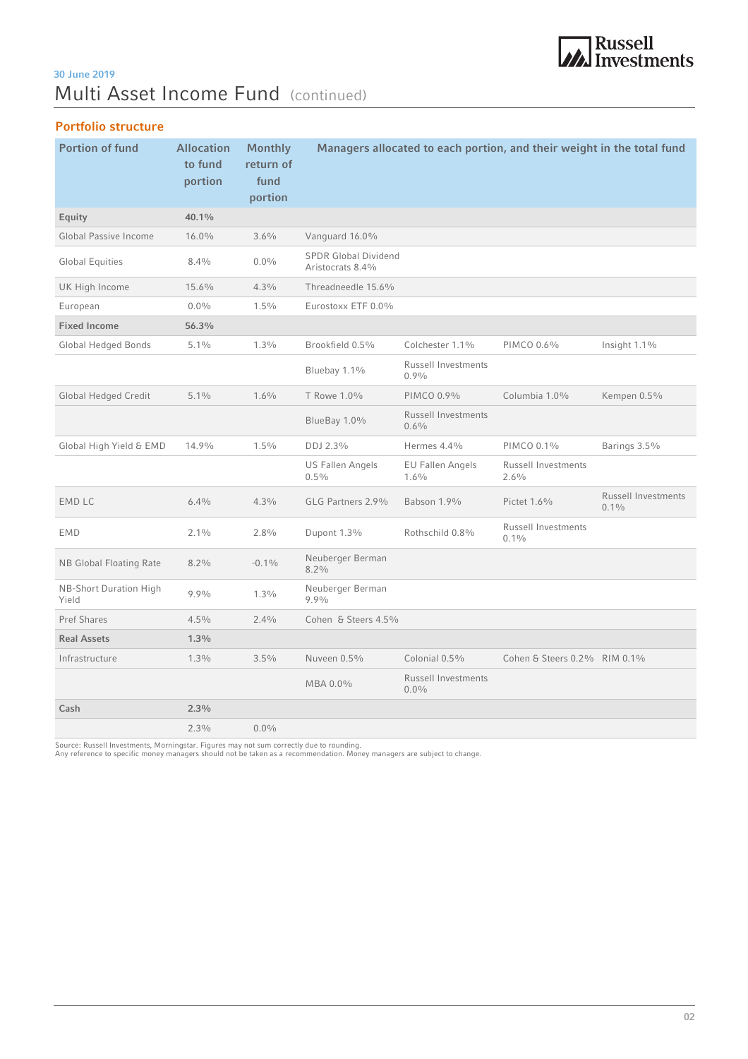30 June 2019

# Multi Asset Income Fund (continued)

## Portfolio structure

| Portion of fund | Allocation to fund portion | Monthly return of fund portion | Managers allocated to each portion, and their weight in the total fund | | | |
|---|---|---|---|---|---|---|
| **Equity** | **40.1%** | | | | | |
| Global Passive Income | 16.0% | 3.6% | Vanguard 16.0% | | | |
| Global Equities | 8.4% | 0.0% | SPDR Global Dividend Aristocrats 8.4% | | | |
| UK High Income | 15.6% | 4.3% | Threadneedle 15.6% | | | |
| European | 0.0% | 1.5% | Eurostoxx ETF 0.0% | | | |
| **Fixed Income** | **56.3%** | | | | | |
| Global Hedged Bonds | 5.1% | 1.3% | Brookfield 0.5% | Colchester 1.1% | PIMCO 0.6% | Insight 1.1% |
| | | | Bluebay 1.1% | Russell Investments 0.9% | | |
| Global Hedged Credit | 5.1% | 1.6% | T Rowe 1.0% | PIMCO 0.9% | Columbia 1.0% | Kempen 0.5% |
| | | | BlueBay 1.0% | Russell Investments 0.6% | | |
| Global High Yield & EMD | 14.9% | 1.5% | DDJ 2.3% | Hermes 4.4% | PIMCO 0.1% | Barings 3.5% |
| | | | US Fallen Angels 0.5% | EU Fallen Angels 1.6% | Russell Investments 2.6% | |
| EMD LC | 6.4% | 4.3% | GLG Partners 2.9% | Babson 1.9% | Pictet 1.6% | Russell Investments 0.1% |
| EMD | 2.1% | 2.8% | Dupont 1.3% | Rothschild 0.8% | Russell Investments 0.1% | |
| NB Global Floating Rate | 8.2% | -0.1% | Neuberger Berman 8.2% | | | |
| NB-Short Duration High Yield | 9.9% | 1.3% | Neuberger Berman 9.9% | | | |
| Pref Shares | 4.5% | 2.4% | Cohen & Steers 4.5% | | | |
| **Real Assets** | **1.3%** | | | | | |
| Infrastructure | 1.3% | 3.5% | Nuveen 0.5% | Colonial 0.5% | Cohen & Steers 0.2% | RIM 0.1% |
| | | | MBA 0.0% | Russell Investments 0.0% | | |
| **Cash** | **2.3%** | | | | | |
| | 2.3% | 0.0% | | | | |

Source: Russell Investments, Morningstar. Figures may not sum correctly due to rounding.
Any reference to specific money managers should not be taken as a recommendation. Money managers are subject to change.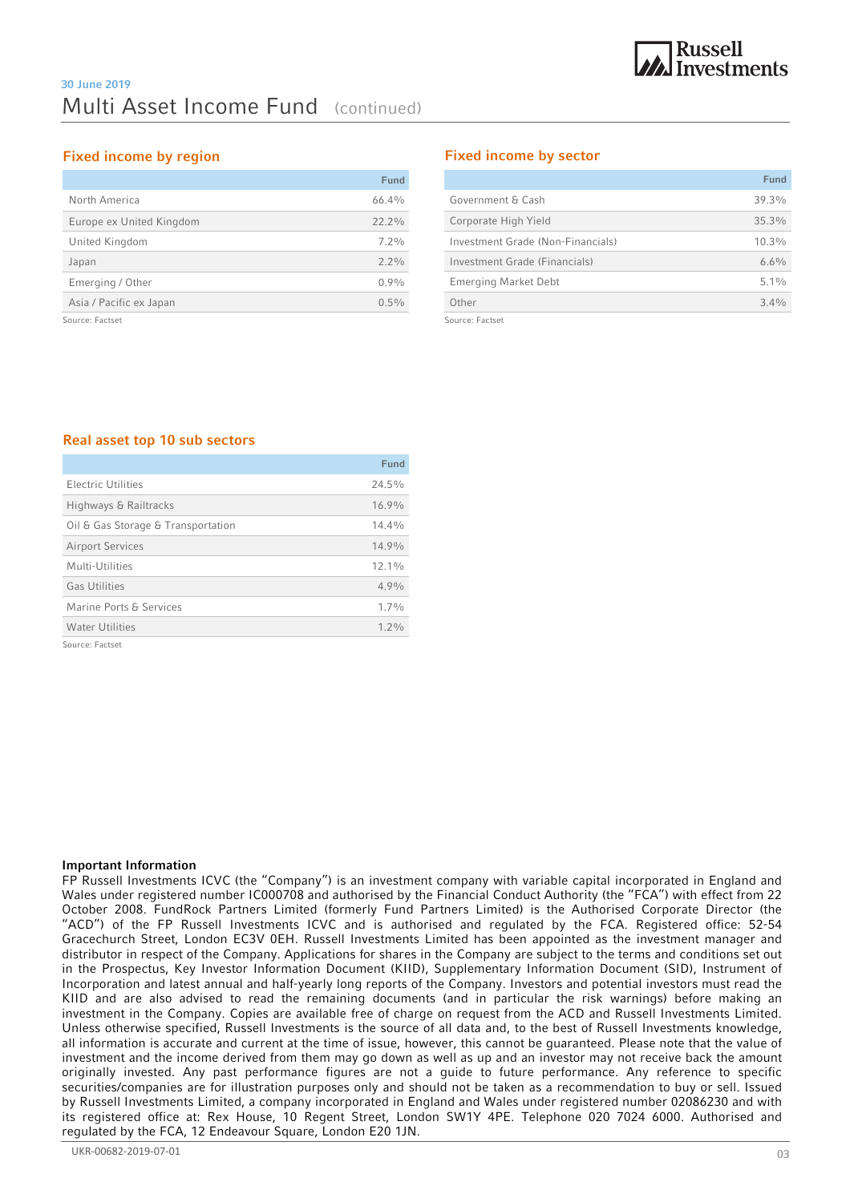## Fixed income by region

| | Fund |
|---|---|
| North America | 66.4% |
| Europe ex United Kingdom | 22.2% |
| United Kingdom | 7.2% |
| Japan | 2.2% |
| Emerging / Other | 0.9% |
| Asia / Pacific ex Japan | 0.5% |

Source: Factset

## Fixed income by sector

| | Fund |
|---|---|
| Government & Cash | 39.3% |
| Corporate High Yield | 35.3% |
| Investment Grade (Non-Financials) | 10.3% |
| Investment Grade (Financials) | 6.6% |
| Emerging Market Debt | 5.1% |
| Other | 3.4% |

Source: Factset

## Real asset top 10 sub sectors

| | Fund |
|---|---|
| Electric Utilities | 24.5% |
| Highways & Railtracks | 16.9% |
| Oil & Gas Storage & Transportation | 14.4% |
| Airport Services | 14.9% |
| Multi-Utilities | 12.1% |
| Gas Utilities | 4.9% |
| Marine Ports & Services | 1.7% |
| Water Utilities | 1.2% |

Source: Factset

**Important Information**

FP Russell Investments ICVC (the "Company") is an investment company with variable capital incorporated in England and Wales under registered number IC000708 and authorised by the Financial Conduct Authority (the "FCA") with effect from 22 October 2008. FundRock Partners Limited (formerly Fund Partners Limited) is the Authorised Corporate Director (the "ACD") of the FP Russell Investments ICVC and is authorised and regulated by the FCA. Registered office: 52-54 Gracechurch Street, London EC3V 0EH. Russell Investments Limited has been appointed as the investment manager and distributor in respect of the Company. Applications for shares in the Company are subject to the terms and conditions set out in the Prospectus, Key Investor Information Document (KIID), Supplementary Information Document (SID), Instrument of Incorporation and latest annual and half-yearly long reports of the Company. Investors and potential investors must read the KIID and are also advised to read the remaining documents (and in particular the risk warnings) before making an investment in the Company. Copies are available free of charge on request from the ACD and Russell Investments Limited. Unless otherwise specified, Russell Investments is the source of all data and, to the best of Russell Investments knowledge, all information is accurate and current at the time of issue, however, this cannot be guaranteed. Please note that the value of investment and the income derived from them may go down as well as up and an investor may not receive back the amount originally invested. Any past performance figures are not a guide to future performance. Any reference to specific securities/companies are for illustration purposes only and should not be taken as a recommendation to buy or sell. Issued by Russell Investments Limited, a company incorporated in England and Wales under registered number 02086230 and with its registered office at: Rex House, 10 Regent Street, London SW1Y 4PE. Telephone 020 7024 6000. Authorised and regulated by the FCA, 12 Endeavour Square, London E20 1JN.

UKR-00682-2019-07-01